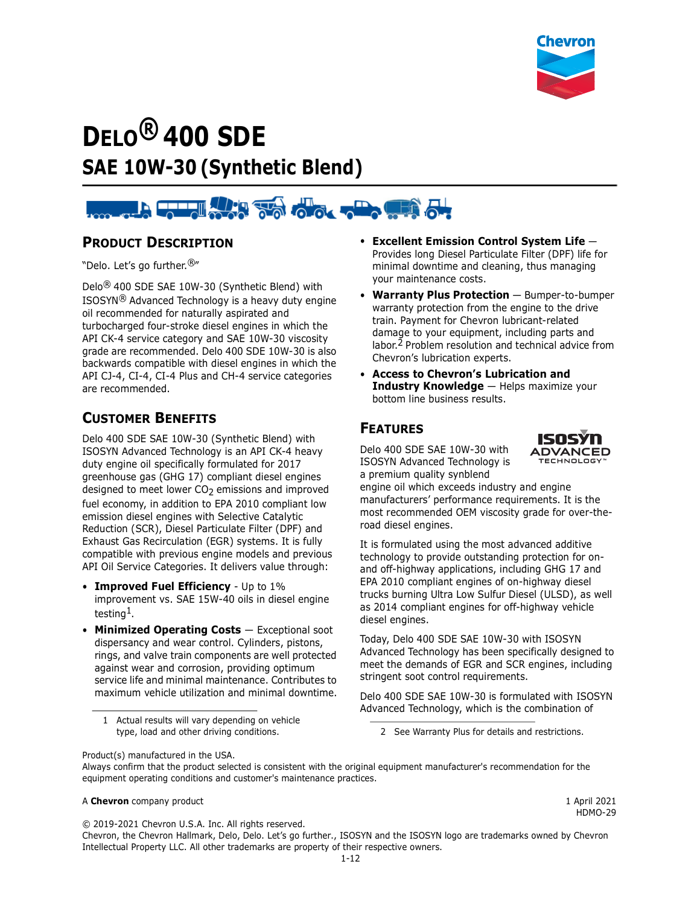# DELO® 400 SDE

## SAE 10W-30 (Synthetic Blend)

### PRODUCT DESCRIPTION

"Delo. Let's go further.®"

Delo® 400 SDE SAE 10W-30 (Synthetic Blend) with ISOSYN® Advanced Technology is a heavy duty engine oil recommended for naturally aspirated and turbocharged four-stroke diesel engines in which the API CK-4 service category and SAE 10W-30 viscosity grade are recommended. Delo 400 SDE 10W-30 is also backwards compatible with diesel engines in which the API CJ-4, CI-4, CI-4 Plus and CH-4 service categories are recommended.

### CUSTOMER BENEFITS

Delo 400 SDE SAE 10W-30 (Synthetic Blend) with ISOSYN Advanced Technology is an API CK-4 heavy duty engine oil specifically formulated for 2017 greenhouse gas (GHG 17) compliant diesel engines designed to meet lower $CO_2$ emissions and improved fuel economy, in addition to EPA 2010 compliant low emission diesel engines with Selective Catalytic Reduction (SCR), Diesel Particulate Filter (DPF) and Exhaust Gas Recirculation (EGR) systems. It is fully compatible with previous engine models and previous API Oil Service Categories. It delivers value through:

- **Improved Fuel Efficiency** - Up to 1% improvement vs. SAE 15W-40 oils in diesel engine testing[1].
- **Minimized Operating Costs** — Exceptional soot dispersancy and wear control. Cylinders, pistons, rings, and valve train components are well protected against wear and corrosion, providing optimum service life and minimal maintenance. Contributes to maximum vehicle utilization and minimal downtime.
- **Excellent Emission Control System Life** — Provides long Diesel Particulate Filter (DPF) life for minimal downtime and cleaning, thus managing your maintenance costs.
- **Warranty Plus Protection** — Bumper-to-bumper warranty protection from the engine to the drive train. Payment for Chevron lubricant-related damage to your equipment, including parts and labor.[2] Problem resolution and technical advice from Chevron's lubrication experts.
- **Access to Chevron's Lubrication and Industry Knowledge** — Helps maximize your bottom line business results.

1 Actual results will vary depending on vehicle type, load and other driving conditions.

2 See Warranty Plus for details and restrictions.

### FEATURES

Delo 400 SDE SAE 10W-30 with ISOSYN Advanced Technology is a premium quality synblend engine oil which exceeds industry and engine manufacturers' performance requirements. It is the most recommended OEM viscosity grade for over-the-road diesel engines.

It is formulated using the most advanced additive technology to provide outstanding protection for on- and off-highway applications, including GHG 17 and EPA 2010 compliant engines of on-highway diesel trucks burning Ultra Low Sulfur Diesel (ULSD), as well as 2014 compliant engines for off-highway vehicle diesel engines.

Today, Delo 400 SDE SAE 10W-30 with ISOSYN Advanced Technology has been specifically designed to meet the demands of EGR and SCR engines, including stringent soot control requirements.

Delo 400 SDE SAE 10W-30 is formulated with ISOSYN Advanced Technology, which is the combination of

Product(s) manufactured in the USA.
Always confirm that the product selected is consistent with the original equipment manufacturer's recommendation for the equipment operating conditions and customer's maintenance practices.

A **Chevron** company product

1 April 2021
HDMO-29

© 2019-2021 Chevron U.S.A. Inc. All rights reserved.
Chevron, the Chevron Hallmark, Delo, Delo. Let's go further., ISOSYN and the ISOSYN logo are trademarks owned by Chevron Intellectual Property LLC. All other trademarks are property of their respective owners.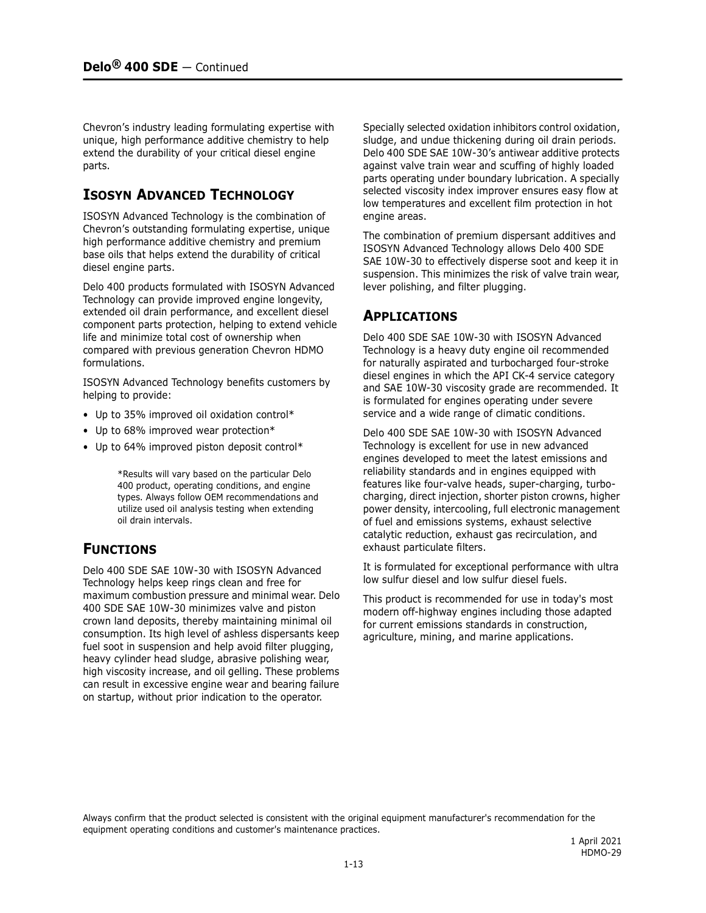Chevron's industry leading formulating expertise with unique, high performance additive chemistry to help extend the durability of your critical diesel engine parts.

## ISOSYN ADVANCED TECHNOLOGY

ISOSYN Advanced Technology is the combination of Chevron's outstanding formulating expertise, unique high performance additive chemistry and premium base oils that helps extend the durability of critical diesel engine parts.

Delo 400 products formulated with ISOSYN Advanced Technology can provide improved engine longevity, extended oil drain performance, and excellent diesel component parts protection, helping to extend vehicle life and minimize total cost of ownership when compared with previous generation Chevron HDMO formulations.

ISOSYN Advanced Technology benefits customers by helping to provide:

- Up to 35% improved oil oxidation control*
- Up to 68% improved wear protection*
- Up to 64% improved piston deposit control*

> *Results will vary based on the particular Delo 400 product, operating conditions, and engine types. Always follow OEM recommendations and utilize used oil analysis testing when extending oil drain intervals.

## FUNCTIONS

Delo 400 SDE SAE 10W-30 with ISOSYN Advanced Technology helps keep rings clean and free for maximum combustion pressure and minimal wear. Delo 400 SDE SAE 10W-30 minimizes valve and piston crown land deposits, thereby maintaining minimal oil consumption. Its high level of ashless dispersants keep fuel soot in suspension and help avoid filter plugging, heavy cylinder head sludge, abrasive polishing wear, high viscosity increase, and oil gelling. These problems can result in excessive engine wear and bearing failure on startup, without prior indication to the operator.

Specially selected oxidation inhibitors control oxidation, sludge, and undue thickening during oil drain periods. Delo 400 SDE SAE 10W-30's antiwear additive protects against valve train wear and scuffing of highly loaded parts operating under boundary lubrication. A specially selected viscosity index improver ensures easy flow at low temperatures and excellent film protection in hot engine areas.

The combination of premium dispersant additives and ISOSYN Advanced Technology allows Delo 400 SDE SAE 10W-30 to effectively disperse soot and keep it in suspension. This minimizes the risk of valve train wear, lever polishing, and filter plugging.

## APPLICATIONS

Delo 400 SDE SAE 10W-30 with ISOSYN Advanced Technology is a heavy duty engine oil recommended for naturally aspirated and turbocharged four-stroke diesel engines in which the API CK-4 service category and SAE 10W-30 viscosity grade are recommended. It is formulated for engines operating under severe service and a wide range of climatic conditions.

Delo 400 SDE SAE 10W-30 with ISOSYN Advanced Technology is excellent for use in new advanced engines developed to meet the latest emissions and reliability standards and in engines equipped with features like four-valve heads, super-charging, turbo-charging, direct injection, shorter piston crowns, higher power density, intercooling, full electronic management of fuel and emissions systems, exhaust selective catalytic reduction, exhaust gas recirculation, and exhaust particulate filters.

It is formulated for exceptional performance with ultra low sulfur diesel and low sulfur diesel fuels.

This product is recommended for use in today's most modern off-highway engines including those adapted for current emissions standards in construction, agriculture, mining, and marine applications.

Always confirm that the product selected is consistent with the original equipment manufacturer's recommendation for the equipment operating conditions and customer's maintenance practices.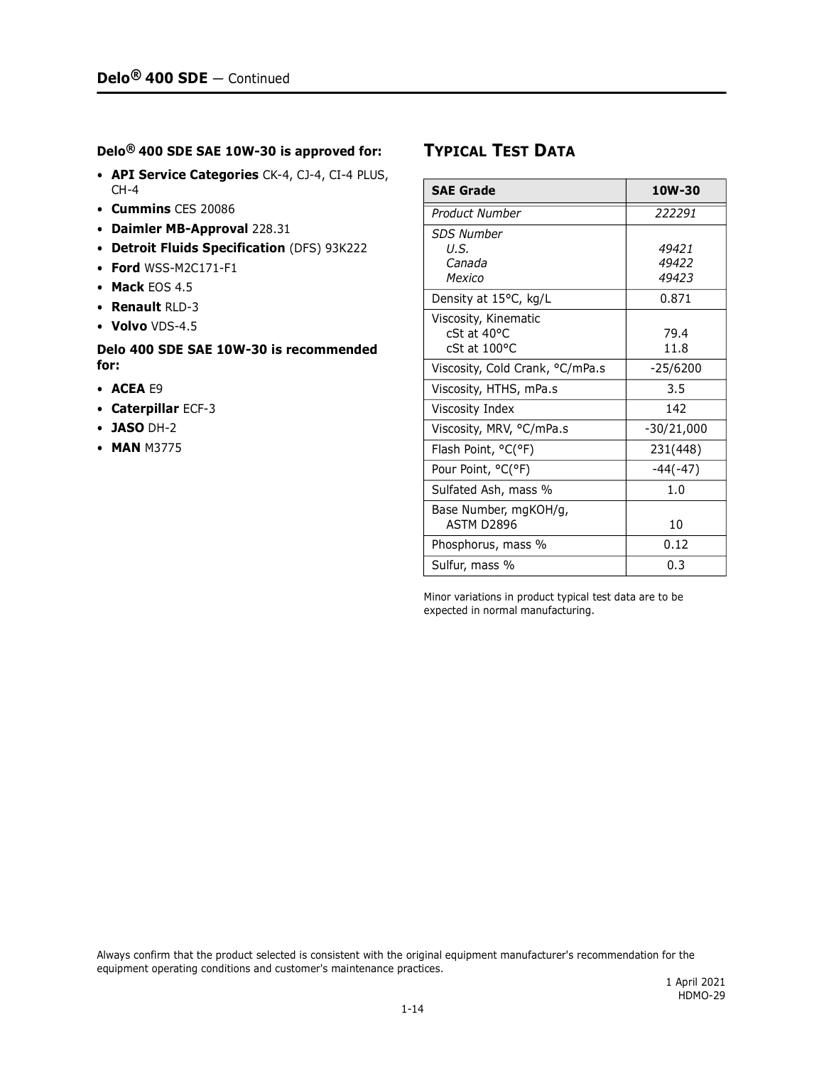## Delo® 400 SDE — Continued

**Delo® 400 SDE SAE 10W-30 is approved for:**

- **API Service Categories** CK-4, CJ-4, CI-4 PLUS, CH-4
- **Cummins** CES 20086
- **Daimler MB-Approval** 228.31
- **Detroit Fluids Specification** (DFS) 93K222
- **Ford** WSS-M2C171-F1
- **Mack** EOS 4.5
- **Renault** RLD-3
- **Volvo** VDS-4.5

**Delo 400 SDE SAE 10W-30 is recommended for:**

- **ACEA** E9
- **Caterpillar** ECF-3
- **JASO** DH-2
- **MAN** M3775

## TYPICAL TEST DATA

| SAE Grade | 10W-30 |
|---|---|
| *Product Number* | *222291* |
| *SDS Number*<br>*U.S.*<br>*Canada*<br>*Mexico* | <br>*49421*<br>*49422*<br>*49423* |
| Density at 15°C, kg/L | 0.871 |
| Viscosity, Kinematic<br>cSt at 40°C<br>cSt at 100°C | <br>79.4<br>11.8 |
| Viscosity, Cold Crank, °C/mPa.s | -25/6200 |
| Viscosity, HTHS, mPa.s | 3.5 |
| Viscosity Index | 142 |
| Viscosity, MRV, °C/mPa.s | -30/21,000 |
| Flash Point, °C(°F) | 231(448) |
| Pour Point, °C(°F) | -44(-47) |
| Sulfated Ash, mass % | 1.0 |
| Base Number, mgKOH/g,<br>ASTM D2896 | <br>10 |
| Phosphorus, mass % | 0.12 |
| Sulfur, mass % | 0.3 |

Minor variations in product typical test data are to be expected in normal manufacturing.

Always confirm that the product selected is consistent with the original equipment manufacturer's recommendation for the equipment operating conditions and customer's maintenance practices.

1 April 2021
HDMO-29